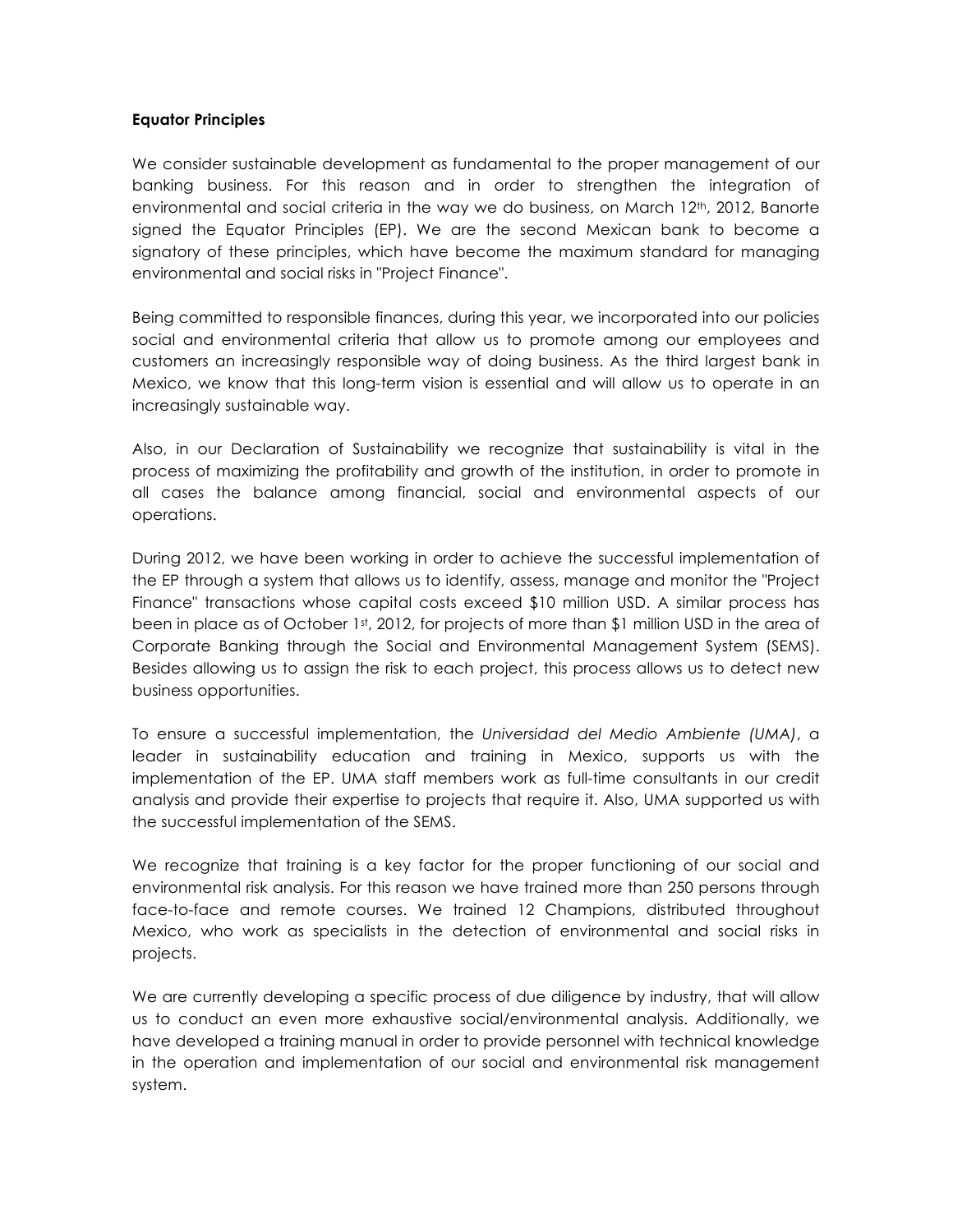**Equator Principles**

We consider sustainable development as fundamental to the proper management of our banking business. For this reason and in order to strengthen the integration of environmental and social criteria in the way we do business, on March 12th, 2012, Banorte signed the Equator Principles (EP). We are the second Mexican bank to become a signatory of these principles, which have become the maximum standard for managing environmental and social risks in "Project Finance".

Being committed to responsible finances, during this year, we incorporated into our policies social and environmental criteria that allow us to promote among our employees and customers an increasingly responsible way of doing business. As the third largest bank in Mexico, we know that this long-term vision is essential and will allow us to operate in an increasingly sustainable way.

Also, in our Declaration of Sustainability we recognize that sustainability is vital in the process of maximizing the profitability and growth of the institution, in order to promote in all cases the balance among financial, social and environmental aspects of our operations.

During 2012, we have been working in order to achieve the successful implementation of the EP through a system that allows us to identify, assess, manage and monitor the "Project Finance" transactions whose capital costs exceed $10 million USD. A similar process has been in place as of October 1st, 2012, for projects of more than $1 million USD in the area of Corporate Banking through the Social and Environmental Management System (SEMS). Besides allowing us to assign the risk to each project, this process allows us to detect new business opportunities.

To ensure a successful implementation, the *Universidad del Medio Ambiente (UMA)*, a leader in sustainability education and training in Mexico, supports us with the implementation of the EP. UMA staff members work as full-time consultants in our credit analysis and provide their expertise to projects that require it. Also, UMA supported us with the successful implementation of the SEMS.

We recognize that training is a key factor for the proper functioning of our social and environmental risk analysis. For this reason we have trained more than 250 persons through face-to-face and remote courses. We trained 12 Champions, distributed throughout Mexico, who work as specialists in the detection of environmental and social risks in projects.

We are currently developing a specific process of due diligence by industry, that will allow us to conduct an even more exhaustive social/environmental analysis. Additionally, we have developed a training manual in order to provide personnel with technical knowledge in the operation and implementation of our social and environmental risk management system.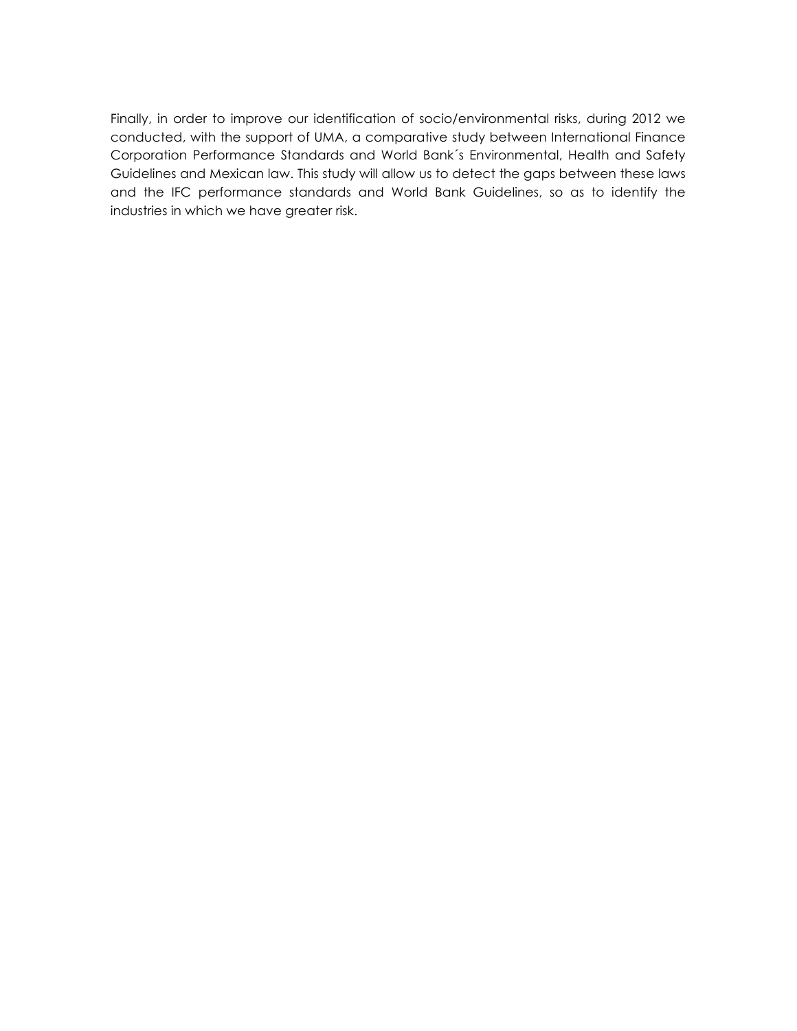Finally, in order to improve our identification of socio/environmental risks, during 2012 we conducted, with the support of UMA, a comparative study between International Finance Corporation Performance Standards and World Bank´s Environmental, Health and Safety Guidelines and Mexican law. This study will allow us to detect the gaps between these laws and the IFC performance standards and World Bank Guidelines, so as to identify the industries in which we have greater risk.